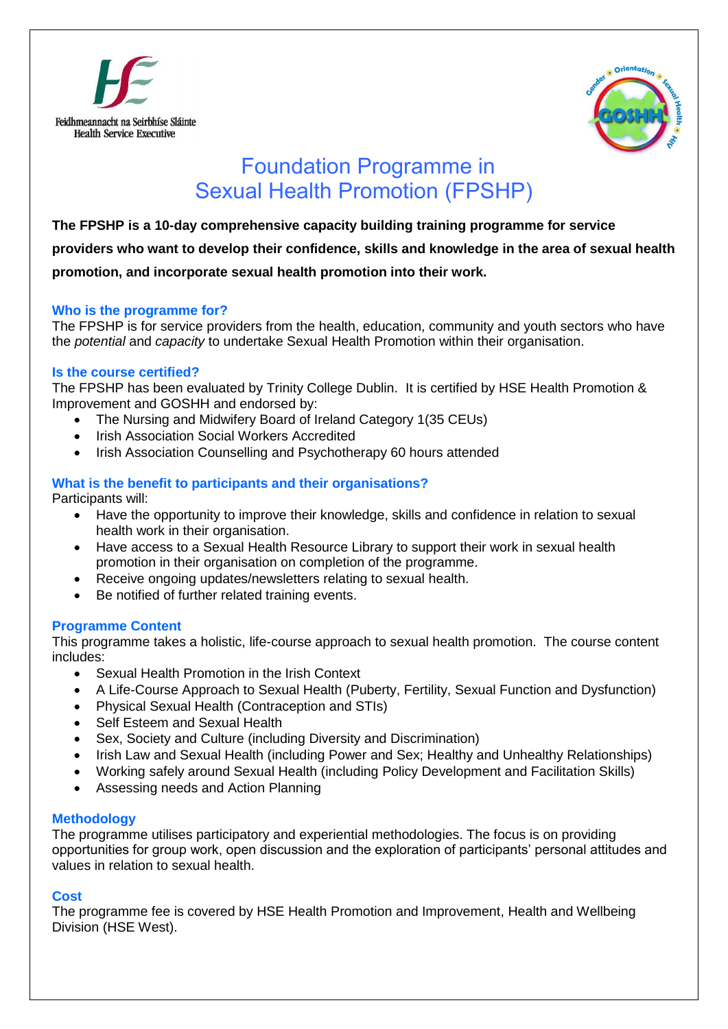Feidhmeannacht na Seirbhíse Sláinte
Health Service Executive

# Foundation Programme in Sexual Health Promotion (FPSHP)

**The FPSHP is a 10-day comprehensive capacity building training programme for service providers who want to develop their confidence, skills and knowledge in the area of sexual health promotion, and incorporate sexual health promotion into their work.**

## Who is the programme for?

The FPSHP is for service providers from the health, education, community and youth sectors who have the *potential* and *capacity* to undertake Sexual Health Promotion within their organisation.

## Is the course certified?

The FPSHP has been evaluated by Trinity College Dublin. It is certified by HSE Health Promotion & Improvement and GOSHH and endorsed by:

- The Nursing and Midwifery Board of Ireland Category 1(35 CEUs)
- Irish Association Social Workers Accredited
- Irish Association Counselling and Psychotherapy 60 hours attended

## What is the benefit to participants and their organisations?

Participants will:

- Have the opportunity to improve their knowledge, skills and confidence in relation to sexual health work in their organisation.
- Have access to a Sexual Health Resource Library to support their work in sexual health promotion in their organisation on completion of the programme.
- Receive ongoing updates/newsletters relating to sexual health.
- Be notified of further related training events.

## Programme Content

This programme takes a holistic, life-course approach to sexual health promotion. The course content includes:

- Sexual Health Promotion in the Irish Context
- A Life-Course Approach to Sexual Health (Puberty, Fertility, Sexual Function and Dysfunction)
- Physical Sexual Health (Contraception and STIs)
- Self Esteem and Sexual Health
- Sex, Society and Culture (including Diversity and Discrimination)
- Irish Law and Sexual Health (including Power and Sex; Healthy and Unhealthy Relationships)
- Working safely around Sexual Health (including Policy Development and Facilitation Skills)
- Assessing needs and Action Planning

## Methodology

The programme utilises participatory and experiential methodologies. The focus is on providing opportunities for group work, open discussion and the exploration of participants' personal attitudes and values in relation to sexual health.

## Cost

The programme fee is covered by HSE Health Promotion and Improvement, Health and Wellbeing Division (HSE West).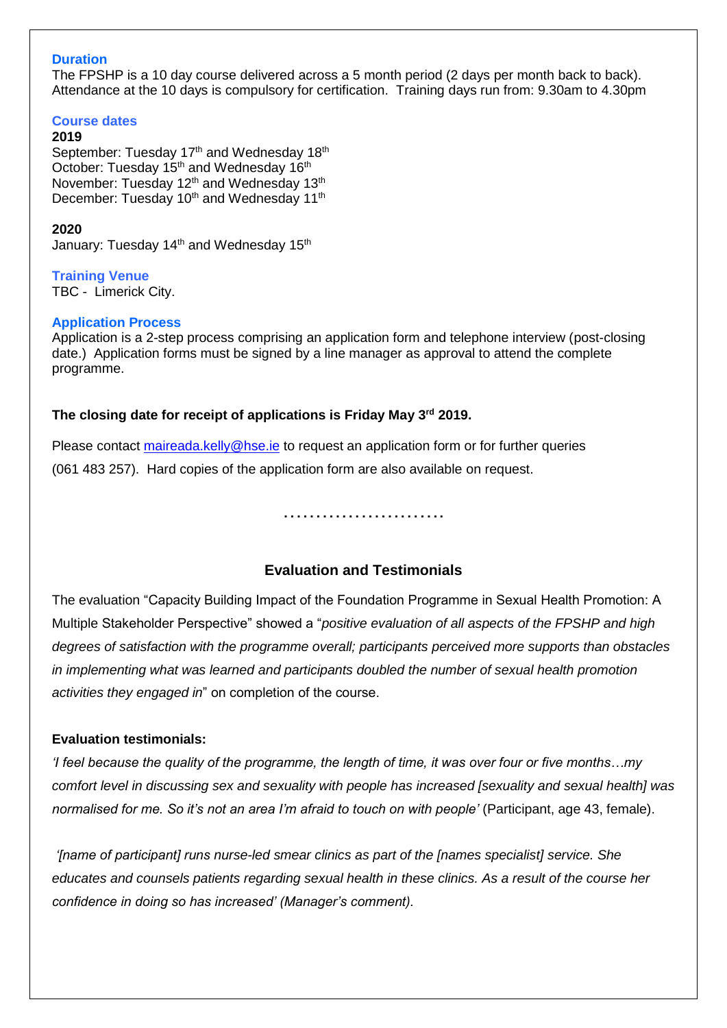### Duration

The FPSHP is a 10 day course delivered across a 5 month period (2 days per month back to back). Attendance at the 10 days is compulsory for certification. Training days run from: 9.30am to 4.30pm

### Course dates

**2019**

September: Tuesday 17th and Wednesday 18th
October: Tuesday 15th and Wednesday 16th
November: Tuesday 12th and Wednesday 13th
December: Tuesday 10th and Wednesday 11th

**2020**

January: Tuesday 14th and Wednesday 15th

### Training Venue

TBC - Limerick City.

### Application Process

Application is a 2-step process comprising an application form and telephone interview (post-closing date.) Application forms must be signed by a line manager as approval to attend the complete programme.

**The closing date for receipt of applications is Friday May 3rd 2019.**

Please contact maireada.kelly@hse.ie to request an application form or for further queries (061 483 257). Hard copies of the application form are also available on request.

………………………

## Evaluation and Testimonials

The evaluation "Capacity Building Impact of the Foundation Programme in Sexual Health Promotion: A Multiple Stakeholder Perspective" showed a "*positive evaluation of all aspects of the FPSHP and high degrees of satisfaction with the programme overall; participants perceived more supports than obstacles in implementing what was learned and participants doubled the number of sexual health promotion activities they engaged in*" on completion of the course.

**Evaluation testimonials:**

*'I feel because the quality of the programme, the length of time, it was over four or five months…my comfort level in discussing sex and sexuality with people has increased [sexuality and sexual health] was normalised for me. So it's not an area I'm afraid to touch on with people'* (Participant, age 43, female).

*'[name of participant] runs nurse-led smear clinics as part of the [names specialist] service. She educates and counsels patients regarding sexual health in these clinics. As a result of the course her confidence in doing so has increased' (Manager's comment).*